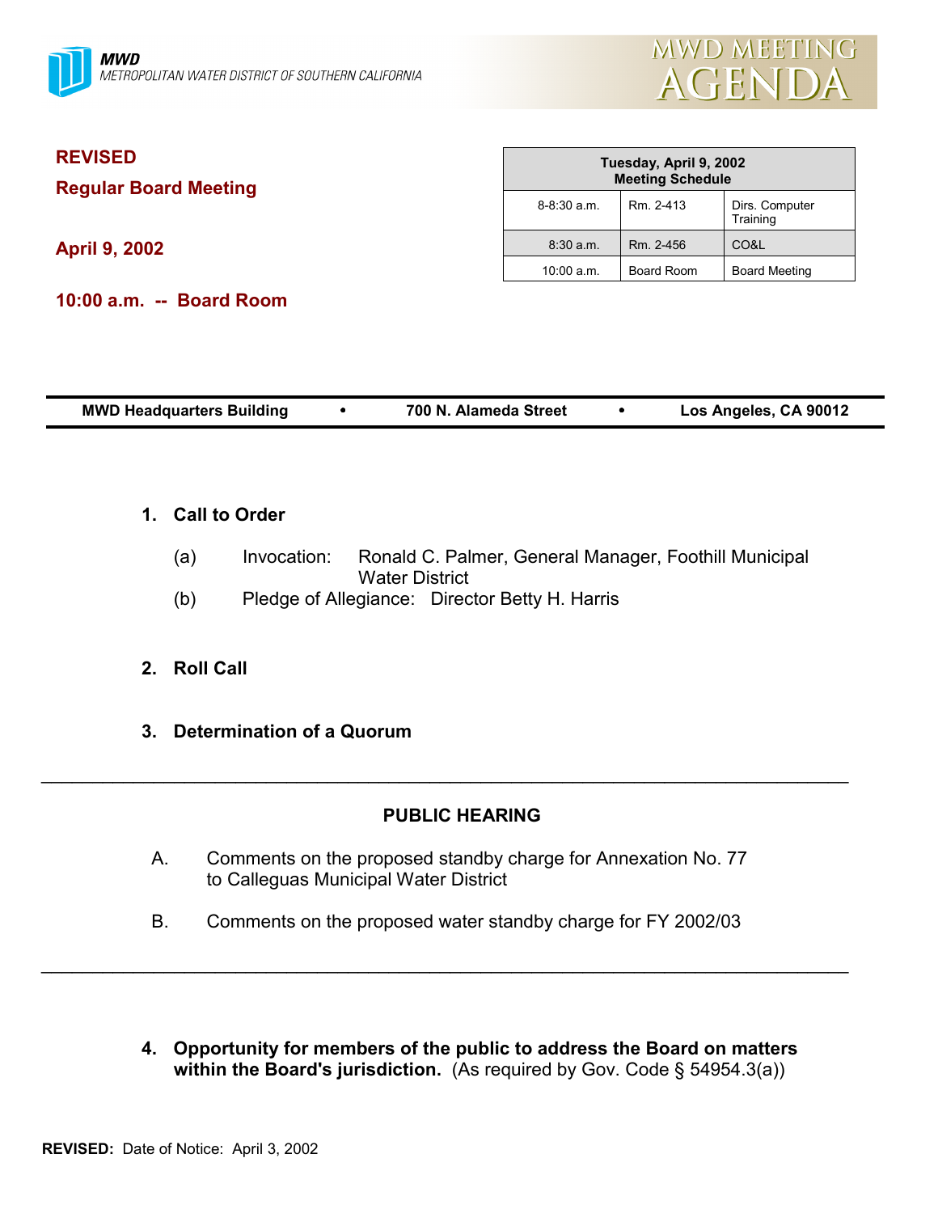**MWD**
METROPOLITAN WATER DISTRICT OF SOUTHERN CALIFORNIA

# MWD MEETING AGENDA

**REVISED**

**Regular Board Meeting**

**April 9, 2002**

**10:00 a.m. -- Board Room**

| Tuesday, April 9, 2002 Meeting Schedule | | |
|---|---|---|
| 8-8:30 a.m. | Rm. 2-413 | Dirs. Computer Training |
| 8:30 a.m. | Rm. 2-456 | CO&L |
| 10:00 a.m. | Board Room | Board Meeting |

**MWD Headquarters Building • 700 N. Alameda Street • Los Angeles, CA 90012**

**1. Call to Order**

(a) Invocation: Ronald C. Palmer, General Manager, Foothill Municipal Water District

(b) Pledge of Allegiance: Director Betty H. Harris

**2. Roll Call**

**3. Determination of a Quorum**

---

**PUBLIC HEARING**

A. Comments on the proposed standby charge for Annexation No. 77 to Calleguas Municipal Water District

B. Comments on the proposed water standby charge for FY 2002/03

---

**4. Opportunity for members of the public to address the Board on matters within the Board's jurisdiction.** (As required by Gov. Code § 54954.3(a))

**REVISED:** Date of Notice: April 3, 2002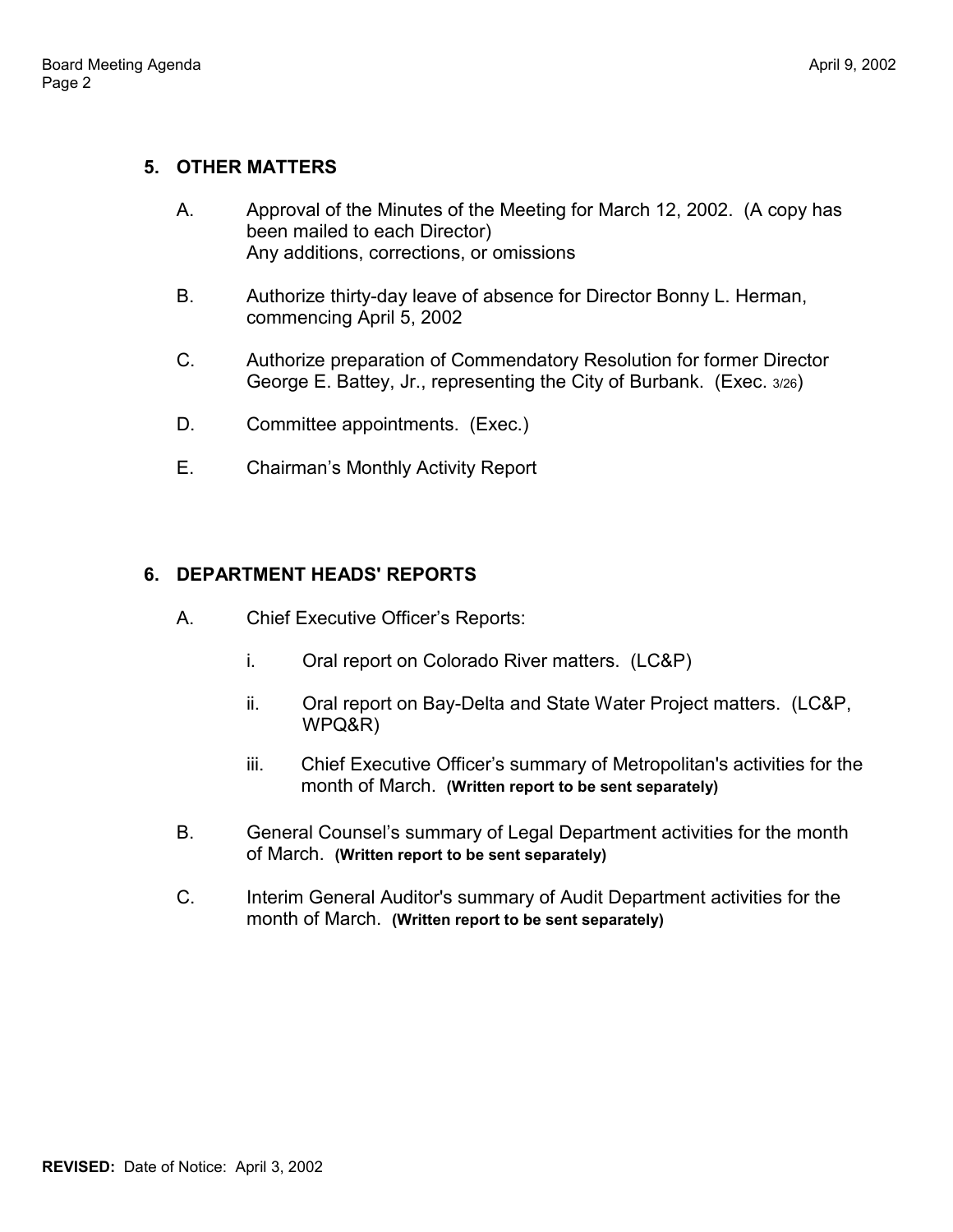## 5. OTHER MATTERS

A. Approval of the Minutes of the Meeting for March 12, 2002. (A copy has been mailed to each Director)
Any additions, corrections, or omissions

B. Authorize thirty-day leave of absence for Director Bonny L. Herman, commencing April 5, 2002

C. Authorize preparation of Commendatory Resolution for former Director George E. Battey, Jr., representing the City of Burbank. (Exec. 3/26)

D. Committee appointments. (Exec.)

E. Chairman's Monthly Activity Report

## 6. DEPARTMENT HEADS' REPORTS

A. Chief Executive Officer's Reports:

i. Oral report on Colorado River matters. (LC&P)

ii. Oral report on Bay-Delta and State Water Project matters. (LC&P, WPQ&R)

iii. Chief Executive Officer's summary of Metropolitan's activities for the month of March. **(Written report to be sent separately)**

B. General Counsel's summary of Legal Department activities for the month of March. **(Written report to be sent separately)**

C. Interim General Auditor's summary of Audit Department activities for the month of March. **(Written report to be sent separately)**

**REVISED:** Date of Notice: April 3, 2002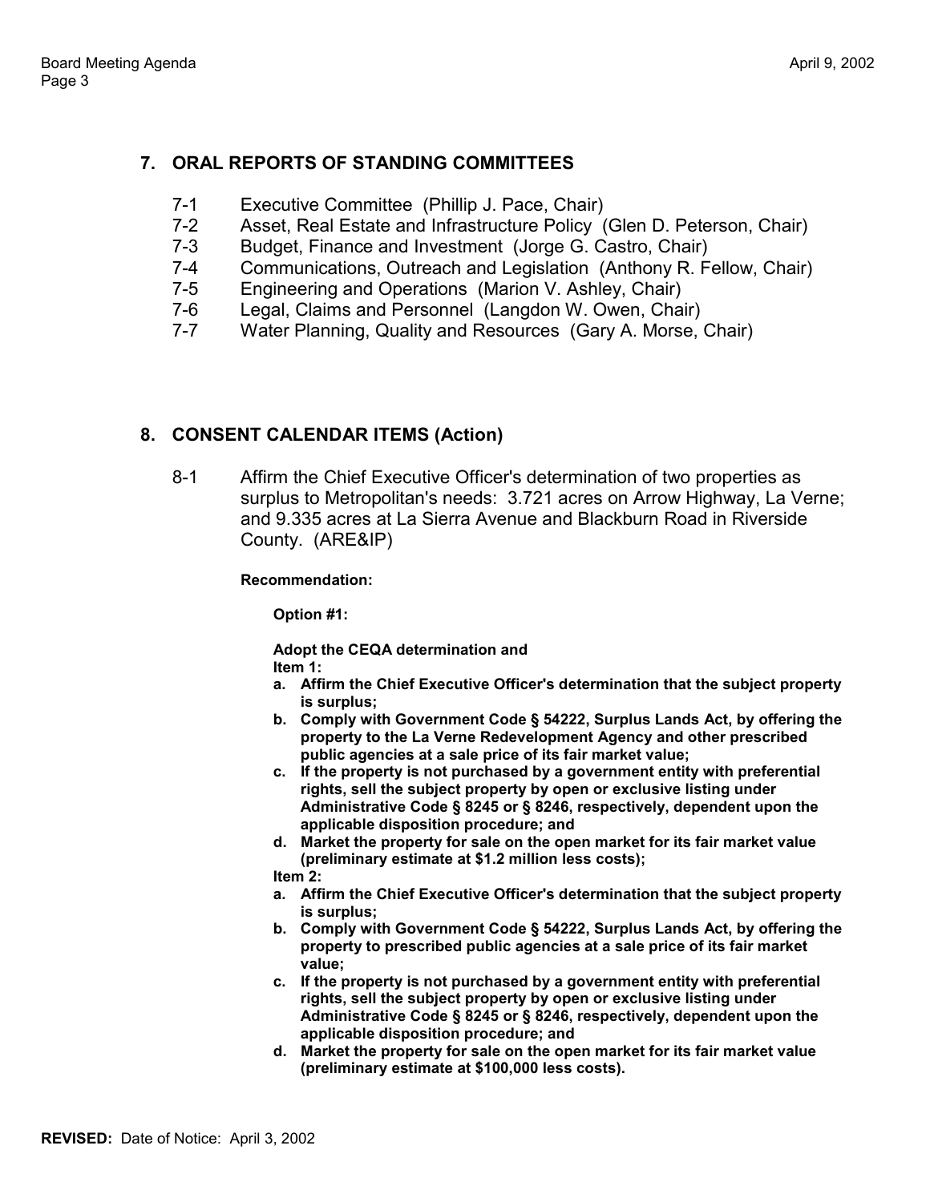## 7. ORAL REPORTS OF STANDING COMMITTEES

7-1 Executive Committee (Phillip J. Pace, Chair)
7-2 Asset, Real Estate and Infrastructure Policy (Glen D. Peterson, Chair)
7-3 Budget, Finance and Investment (Jorge G. Castro, Chair)
7-4 Communications, Outreach and Legislation (Anthony R. Fellow, Chair)
7-5 Engineering and Operations (Marion V. Ashley, Chair)
7-6 Legal, Claims and Personnel (Langdon W. Owen, Chair)
7-7 Water Planning, Quality and Resources (Gary A. Morse, Chair)

## 8. CONSENT CALENDAR ITEMS (Action)

8-1 Affirm the Chief Executive Officer's determination of two properties as surplus to Metropolitan's needs: 3.721 acres on Arrow Highway, La Verne; and 9.335 acres at La Sierra Avenue and Blackburn Road in Riverside County. (ARE&IP)

**Recommendation:**

**Option #1:**

**Adopt the CEQA determination and**
**Item 1:**

- **a. Affirm the Chief Executive Officer's determination that the subject property is surplus;**
- **b. Comply with Government Code § 54222, Surplus Lands Act, by offering the property to the La Verne Redevelopment Agency and other prescribed public agencies at a sale price of its fair market value;**
- **c. If the property is not purchased by a government entity with preferential rights, sell the subject property by open or exclusive listing under Administrative Code § 8245 or § 8246, respectively, dependent upon the applicable disposition procedure; and**
- **d. Market the property for sale on the open market for its fair market value (preliminary estimate at $1.2 million less costs);**

**Item 2:**

- **a. Affirm the Chief Executive Officer's determination that the subject property is surplus;**
- **b. Comply with Government Code § 54222, Surplus Lands Act, by offering the property to prescribed public agencies at a sale price of its fair market value;**
- **c. If the property is not purchased by a government entity with preferential rights, sell the subject property by open or exclusive listing under Administrative Code § 8245 or § 8246, respectively, dependent upon the applicable disposition procedure; and**
- **d. Market the property for sale on the open market for its fair market value (preliminary estimate at $100,000 less costs).**

**REVISED:** Date of Notice: April 3, 2002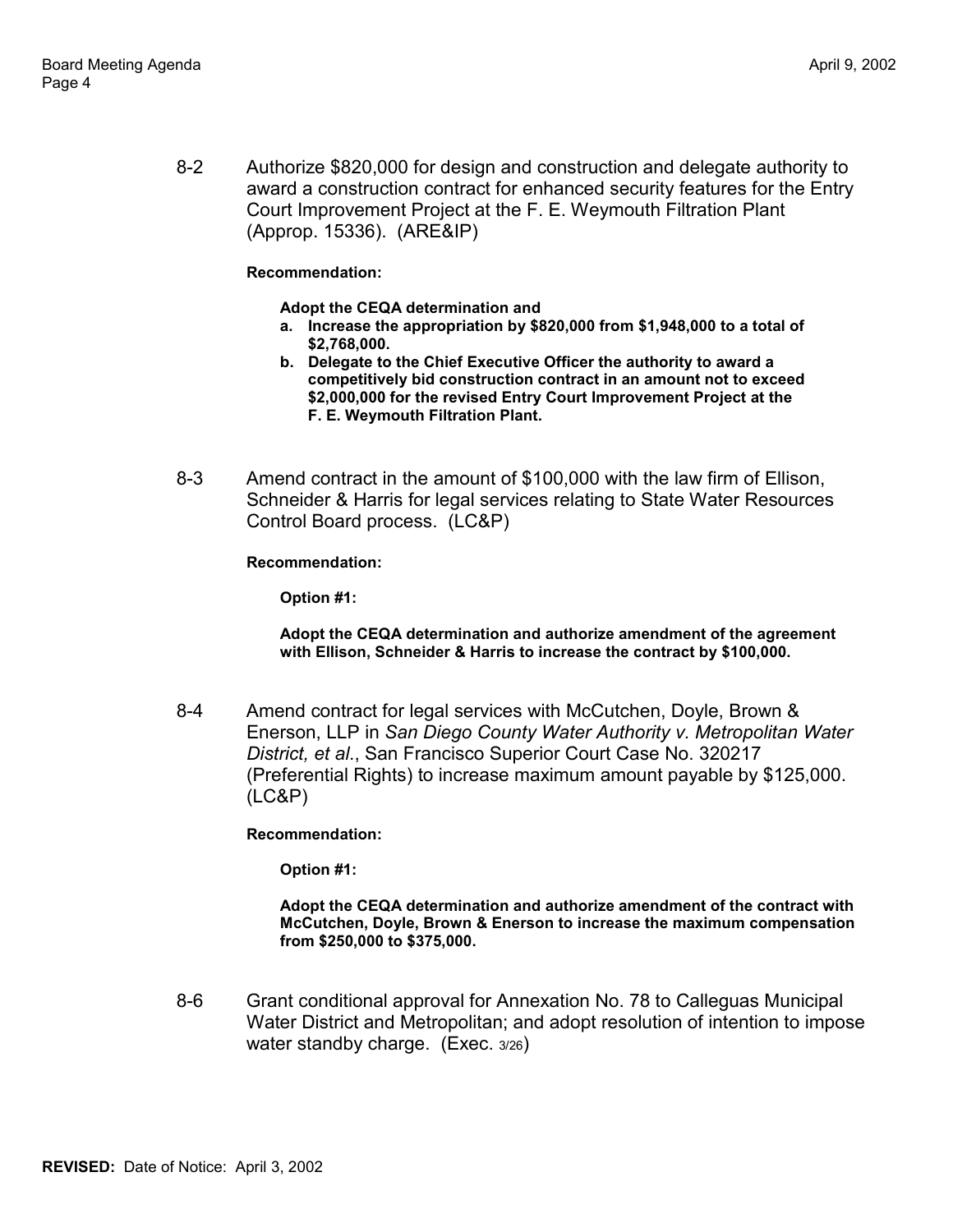8-2 Authorize $820,000 for design and construction and delegate authority to award a construction contract for enhanced security features for the Entry Court Improvement Project at the F. E. Weymouth Filtration Plant (Approp. 15336). (ARE&IP)

**Recommendation:**

**Adopt the CEQA determination and**

**a. Increase the appropriation by $820,000 from $1,948,000 to a total of $2,768,000.**

**b. Delegate to the Chief Executive Officer the authority to award a competitively bid construction contract in an amount not to exceed $2,000,000 for the revised Entry Court Improvement Project at the F. E. Weymouth Filtration Plant.**

8-3 Amend contract in the amount of $100,000 with the law firm of Ellison, Schneider & Harris for legal services relating to State Water Resources Control Board process. (LC&P)

**Recommendation:**

**Option #1:**

**Adopt the CEQA determination and authorize amendment of the agreement with Ellison, Schneider & Harris to increase the contract by $100,000.**

8-4 Amend contract for legal services with McCutchen, Doyle, Brown & Enerson, LLP in *San Diego County Water Authority v. Metropolitan Water District, et al.*, San Francisco Superior Court Case No. 320217 (Preferential Rights) to increase maximum amount payable by $125,000. (LC&P)

**Recommendation:**

**Option #1:**

**Adopt the CEQA determination and authorize amendment of the contract with McCutchen, Doyle, Brown & Enerson to increase the maximum compensation from $250,000 to $375,000.**

8-6 Grant conditional approval for Annexation No. 78 to Calleguas Municipal Water District and Metropolitan; and adopt resolution of intention to impose water standby charge. (Exec. 3/26)

**REVISED:** Date of Notice: April 3, 2002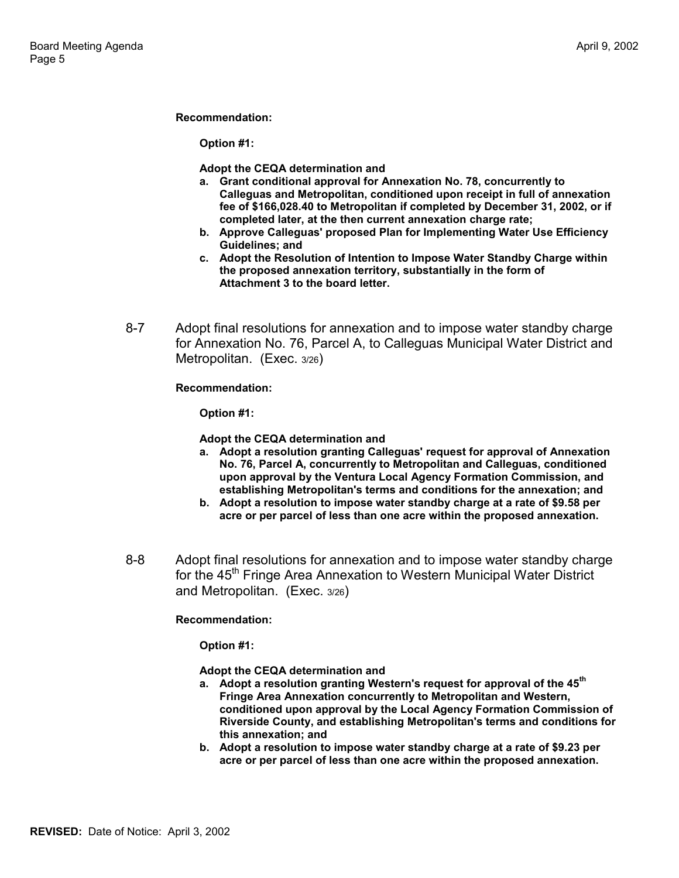**Recommendation:**

**Option #1:**

**Adopt the CEQA determination and**

- **a. Grant conditional approval for Annexation No. 78, concurrently to Calleguas and Metropolitan, conditioned upon receipt in full of annexation fee of $166,028.40 to Metropolitan if completed by December 31, 2002, or if completed later, at the then current annexation charge rate;**
- **b. Approve Calleguas' proposed Plan for Implementing Water Use Efficiency Guidelines; and**
- **c. Adopt the Resolution of Intention to Impose Water Standby Charge within the proposed annexation territory, substantially in the form of Attachment 3 to the board letter.**

8-7 Adopt final resolutions for annexation and to impose water standby charge for Annexation No. 76, Parcel A, to Calleguas Municipal Water District and Metropolitan. (Exec. 3/26)

**Recommendation:**

**Option #1:**

**Adopt the CEQA determination and**

- **a. Adopt a resolution granting Calleguas' request for approval of Annexation No. 76, Parcel A, concurrently to Metropolitan and Calleguas, conditioned upon approval by the Ventura Local Agency Formation Commission, and establishing Metropolitan's terms and conditions for the annexation; and**
- **b. Adopt a resolution to impose water standby charge at a rate of $9.58 per acre or per parcel of less than one acre within the proposed annexation.**

8-8 Adopt final resolutions for annexation and to impose water standby charge for the 45th Fringe Area Annexation to Western Municipal Water District and Metropolitan. (Exec. 3/26)

**Recommendation:**

**Option #1:**

**Adopt the CEQA determination and**

- **a. Adopt a resolution granting Western's request for approval of the 45th Fringe Area Annexation concurrently to Metropolitan and Western, conditioned upon approval by the Local Agency Formation Commission of Riverside County, and establishing Metropolitan's terms and conditions for this annexation; and**
- **b. Adopt a resolution to impose water standby charge at a rate of $9.23 per acre or per parcel of less than one acre within the proposed annexation.**

**REVISED:** Date of Notice: April 3, 2002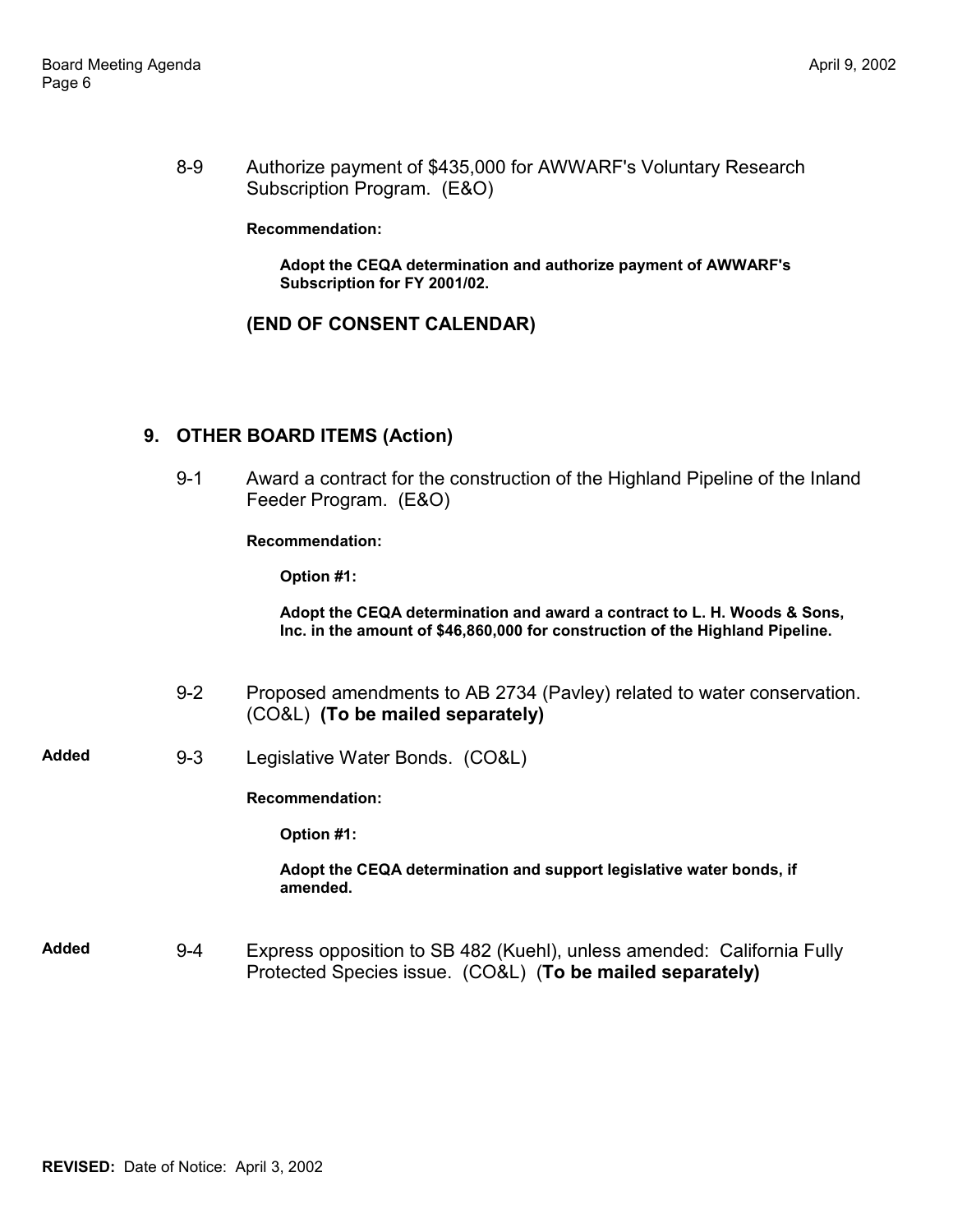8-9 Authorize payment of $435,000 for AWWARF's Voluntary Research Subscription Program. (E&O)

**Recommendation:**

**Adopt the CEQA determination and authorize payment of AWWARF's Subscription for FY 2001/02.**

**(END OF CONSENT CALENDAR)**

## 9. OTHER BOARD ITEMS (Action)

9-1 Award a contract for the construction of the Highland Pipeline of the Inland Feeder Program. (E&O)

**Recommendation:**

**Option #1:**

**Adopt the CEQA determination and award a contract to L. H. Woods & Sons, Inc. in the amount of $46,860,000 for construction of the Highland Pipeline.**

9-2 Proposed amendments to AB 2734 (Pavley) related to water conservation. (CO&L) **(To be mailed separately)**

**Added** 9-3 Legislative Water Bonds. (CO&L)

**Recommendation:**

**Option #1:**

**Adopt the CEQA determination and support legislative water bonds, if amended.**

**Added** 9-4 Express opposition to SB 482 (Kuehl), unless amended: California Fully Protected Species issue. (CO&L) (**To be mailed separately)**

**REVISED:** Date of Notice: April 3, 2002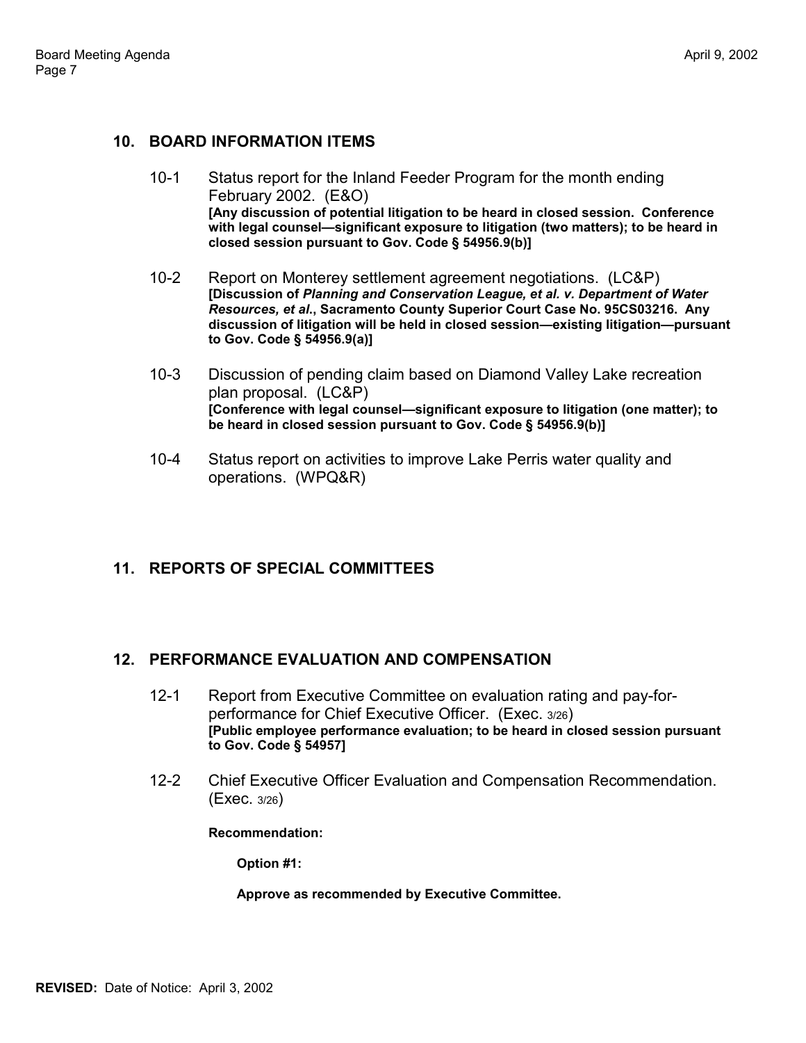## 10. BOARD INFORMATION ITEMS

10-1 Status report for the Inland Feeder Program for the month ending February 2002. (E&O)
**[Any discussion of potential litigation to be heard in closed session. Conference with legal counsel—significant exposure to litigation (two matters); to be heard in closed session pursuant to Gov. Code § 54956.9(b)]**

10-2 Report on Monterey settlement agreement negotiations. (LC&P)
**[Discussion of *Planning and Conservation League, et al. v. Department of Water Resources, et al.*, Sacramento County Superior Court Case No. 95CS03216. Any discussion of litigation will be held in closed session—existing litigation—pursuant to Gov. Code § 54956.9(a)]**

10-3 Discussion of pending claim based on Diamond Valley Lake recreation plan proposal. (LC&P)
**[Conference with legal counsel—significant exposure to litigation (one matter); to be heard in closed session pursuant to Gov. Code § 54956.9(b)]**

10-4 Status report on activities to improve Lake Perris water quality and operations. (WPQ&R)

## 11. REPORTS OF SPECIAL COMMITTEES

## 12. PERFORMANCE EVALUATION AND COMPENSATION

12-1 Report from Executive Committee on evaluation rating and pay-for-performance for Chief Executive Officer. (Exec. 3/26)
**[Public employee performance evaluation; to be heard in closed session pursuant to Gov. Code § 54957]**

12-2 Chief Executive Officer Evaluation and Compensation Recommendation. (Exec. 3/26)

**Recommendation:**

**Option #1:**

**Approve as recommended by Executive Committee.**

**REVISED:** Date of Notice: April 3, 2002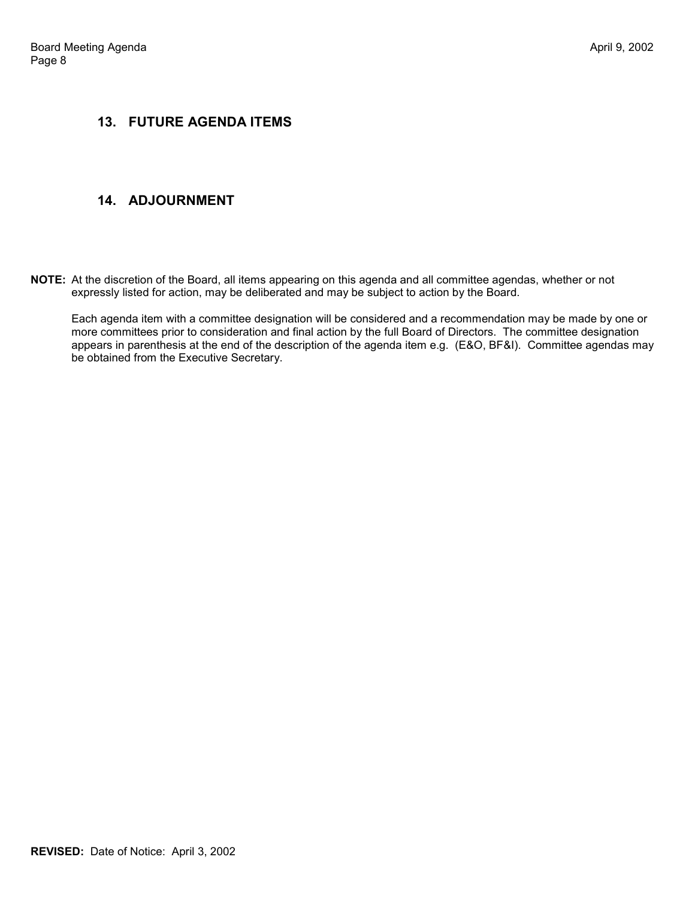## 13. FUTURE AGENDA ITEMS

## 14. ADJOURNMENT

**NOTE:** At the discretion of the Board, all items appearing on this agenda and all committee agendas, whether or not expressly listed for action, may be deliberated and may be subject to action by the Board.

Each agenda item with a committee designation will be considered and a recommendation may be made by one or more committees prior to consideration and final action by the full Board of Directors. The committee designation appears in parenthesis at the end of the description of the agenda item e.g. (E&O, BF&I). Committee agendas may be obtained from the Executive Secretary.

**REVISED:** Date of Notice: April 3, 2002